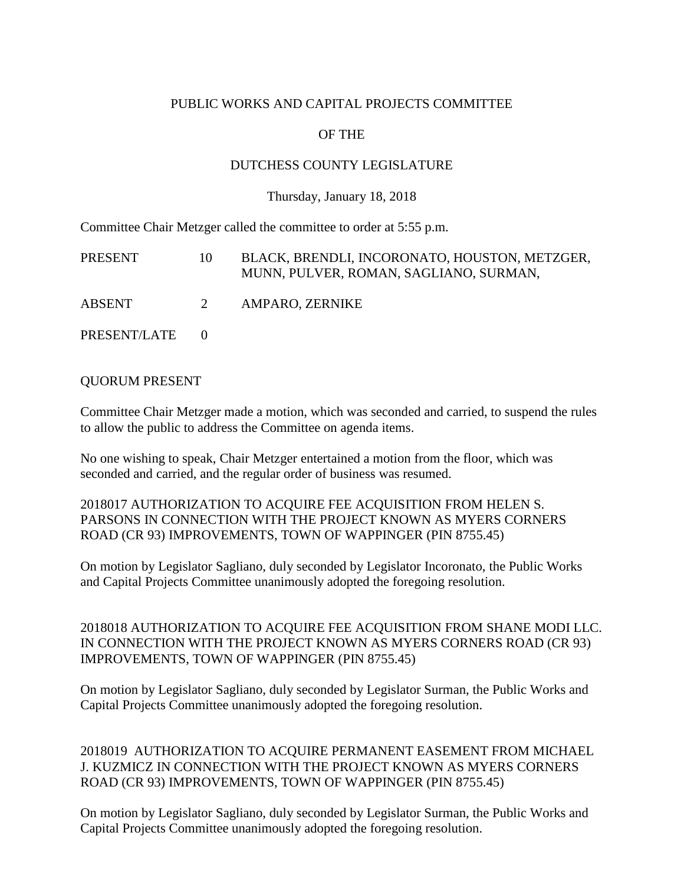PUBLIC WORKS AND CAPITAL PROJECTS COMMITTEE

OF THE

DUTCHESS COUNTY LEGISLATURE

Thursday, January 18, 2018

Committee Chair Metzger called the committee to order at 5:55 p.m.

| | | |
|---|---|---|
| PRESENT | 10 | BLACK, BRENDLI, INCORONATO, HOUSTON, METZGER, MUNN, PULVER, ROMAN, SAGLIANO, SURMAN, |
| ABSENT | 2 | AMPARO, ZERNIKE |
| PRESENT/LATE | 0 | |

QUORUM PRESENT

Committee Chair Metzger made a motion, which was seconded and carried, to suspend the rules to allow the public to address the Committee on agenda items.

No one wishing to speak, Chair Metzger entertained a motion from the floor, which was seconded and carried, and the regular order of business was resumed.

2018017 AUTHORIZATION TO ACQUIRE FEE ACQUISITION FROM HELEN S. PARSONS IN CONNECTION WITH THE PROJECT KNOWN AS MYERS CORNERS ROAD (CR 93) IMPROVEMENTS, TOWN OF WAPPINGER (PIN 8755.45)

On motion by Legislator Sagliano, duly seconded by Legislator Incoronato, the Public Works and Capital Projects Committee unanimously adopted the foregoing resolution.

2018018 AUTHORIZATION TO ACQUIRE FEE ACQUISITION FROM SHANE MODI LLC. IN CONNECTION WITH THE PROJECT KNOWN AS MYERS CORNERS ROAD (CR 93) IMPROVEMENTS, TOWN OF WAPPINGER (PIN 8755.45)

On motion by Legislator Sagliano, duly seconded by Legislator Surman, the Public Works and Capital Projects Committee unanimously adopted the foregoing resolution.

2018019 AUTHORIZATION TO ACQUIRE PERMANENT EASEMENT FROM MICHAEL J. KUZMICZ IN CONNECTION WITH THE PROJECT KNOWN AS MYERS CORNERS ROAD (CR 93) IMPROVEMENTS, TOWN OF WAPPINGER (PIN 8755.45)

On motion by Legislator Sagliano, duly seconded by Legislator Surman, the Public Works and Capital Projects Committee unanimously adopted the foregoing resolution.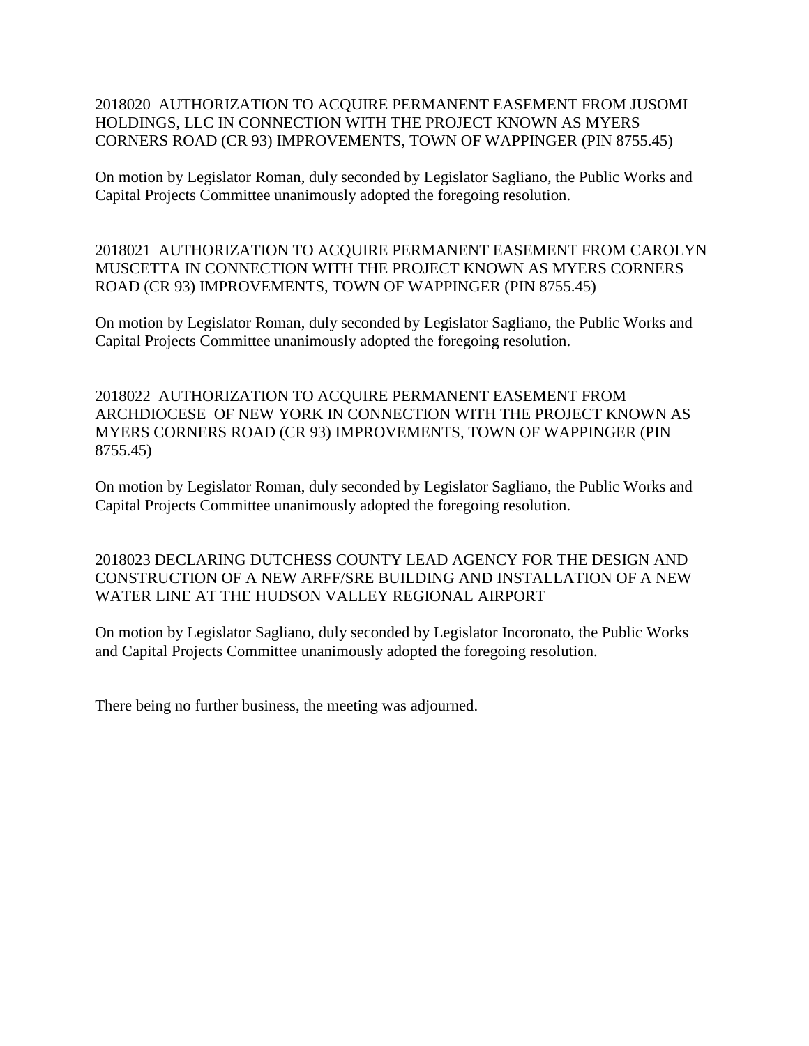2018020  AUTHORIZATION TO ACQUIRE PERMANENT EASEMENT FROM JUSOMI HOLDINGS, LLC IN CONNECTION WITH THE PROJECT KNOWN AS MYERS CORNERS ROAD (CR 93) IMPROVEMENTS, TOWN OF WAPPINGER (PIN 8755.45)

On motion by Legislator Roman, duly seconded by Legislator Sagliano, the Public Works and Capital Projects Committee unanimously adopted the foregoing resolution.

2018021  AUTHORIZATION TO ACQUIRE PERMANENT EASEMENT FROM CAROLYN MUSCETTA IN CONNECTION WITH THE PROJECT KNOWN AS MYERS CORNERS ROAD (CR 93) IMPROVEMENTS, TOWN OF WAPPINGER (PIN 8755.45)

On motion by Legislator Roman, duly seconded by Legislator Sagliano, the Public Works and Capital Projects Committee unanimously adopted the foregoing resolution.

2018022  AUTHORIZATION TO ACQUIRE PERMANENT EASEMENT FROM ARCHDIOCESE  OF NEW YORK IN CONNECTION WITH THE PROJECT KNOWN AS MYERS CORNERS ROAD (CR 93) IMPROVEMENTS, TOWN OF WAPPINGER (PIN 8755.45)

On motion by Legislator Roman, duly seconded by Legislator Sagliano, the Public Works and Capital Projects Committee unanimously adopted the foregoing resolution.

2018023 DECLARING DUTCHESS COUNTY LEAD AGENCY FOR THE DESIGN AND CONSTRUCTION OF A NEW ARFF/SRE BUILDING AND INSTALLATION OF A NEW WATER LINE AT THE HUDSON VALLEY REGIONAL AIRPORT

On motion by Legislator Sagliano, duly seconded by Legislator Incoronato, the Public Works and Capital Projects Committee unanimously adopted the foregoing resolution.

There being no further business, the meeting was adjourned.